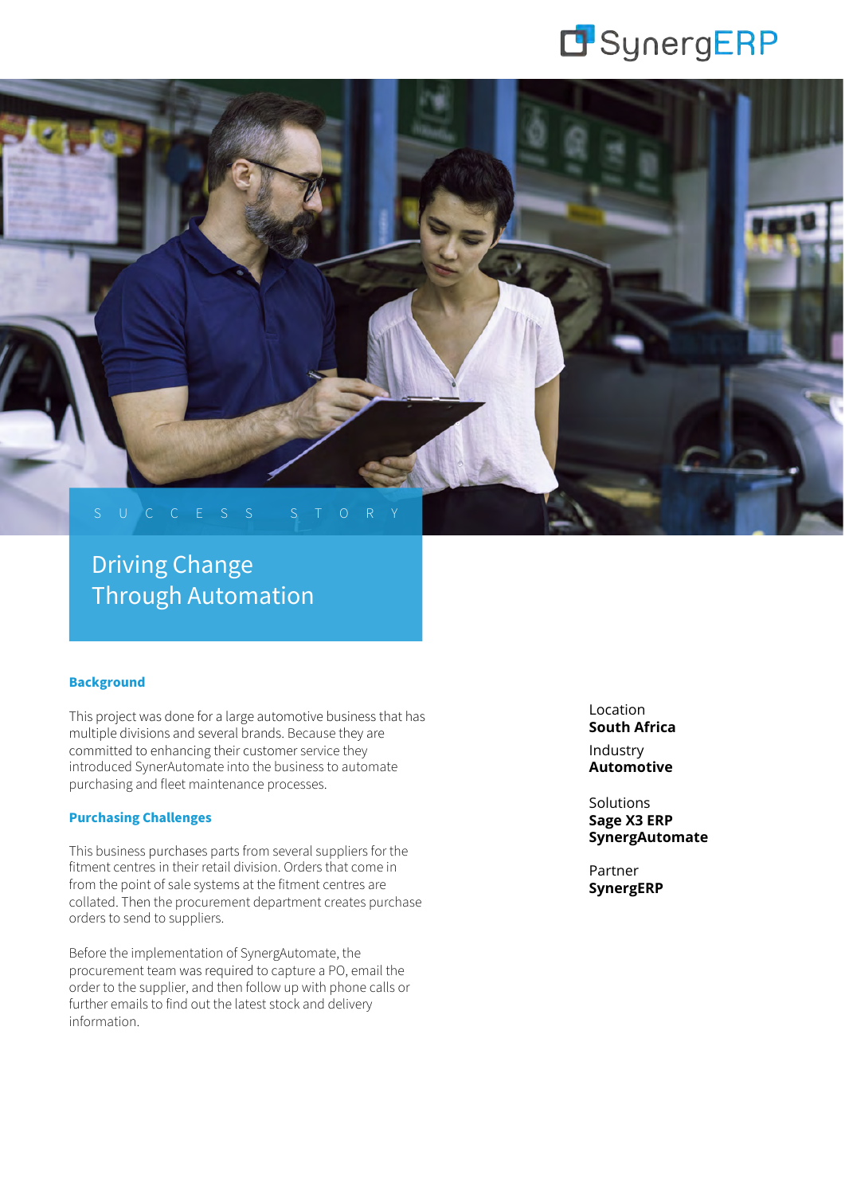SynergERP

SUCCESS STORY

# Driving Change Through Automation

## Background

This project was done for a large automotive business that has multiple divisions and several brands. Because they are committed to enhancing their customer service they introduced SynerAutomate into the business to automate purchasing and fleet maintenance processes.

## Purchasing Challenges

This business purchases parts from several suppliers for the fitment centres in their retail division. Orders that come in from the point of sale systems at the fitment centres are collated. Then the procurement department creates purchase orders to send to suppliers.

Before the implementation of SynergAutomate, the procurement team was required to capture a PO, email the order to the supplier, and then follow up with phone calls or further emails to find out the latest stock and delivery information.

Location
**South Africa**

Industry
**Automotive**

Solutions
**Sage X3 ERP**
**SynergAutomate**

Partner
**SynergERP**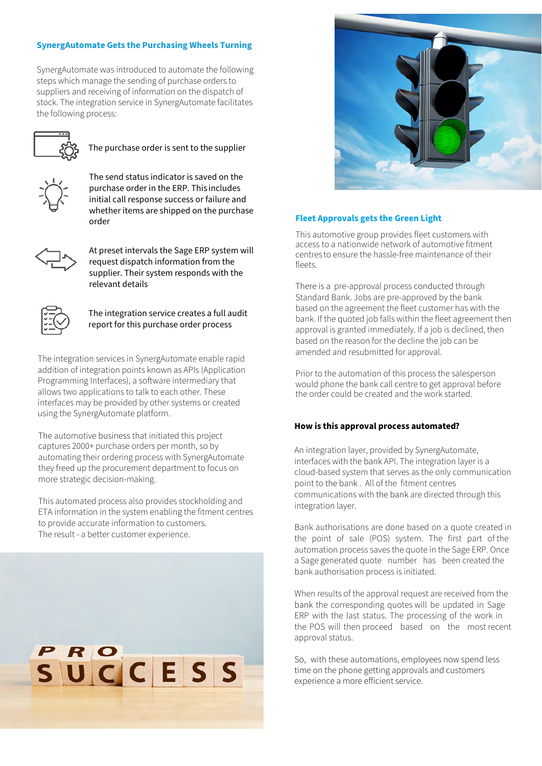## SynergAutomate Gets the Purchasing Wheels Turning

SynergAutomate was introduced to automate the following steps which manage the sending of purchase orders to suppliers and receiving of information on the dispatch of stock. The integration service in SynergAutomate facilitates the following process:

- The purchase order is sent to the supplier
- The send status indicator is saved on the purchase order in the ERP. This includes initial call response success or failure and whether items are shipped on the purchase order
- At preset intervals the Sage ERP system will request dispatch information from the supplier. Their system responds with the relevant details
- The integration service creates a full audit report for this purchase order process

The integration services in SynergAutomate enable rapid addition of integration points known as APIs (Application Programming Interfaces), a software intermediary that allows two applications to talk to each other. These interfaces may be provided by other systems or created using the SynergAutomate platform.

The automotive business that initiated this project captures 2000+ purchase orders per month, so by automating their ordering process with SynergAutomate they freed up the procurement department to focus on more strategic decision-making.

This automated process also provides stockholding and ETA information in the system enabling the fitment centres to provide accurate information to customers.
The result - a better customer experience.

## Fleet Approvals gets the Green Light

This automotive group provides fleet customers with access to a nationwide network of automotive fitment centres to ensure the hassle-free maintenance of their fleets.

There is a pre-approval process conducted through Standard Bank. Jobs are pre-approved by the bank based on the agreement the fleet customer has with the bank. If the quoted job falls within the fleet agreement then approval is granted immediately. If a job is declined, then based on the reason for the decline the job can be amended and resubmitted for approval.

Prior to the automation of this process the salesperson would phone the bank call centre to get approval before the order could be created and the work started.

### How is this approval process automated?

An integration layer, provided by SynergAutomate, interfaces with the bank API. The integration layer is a cloud-based system that serves as the only communication point to the bank. All of the fitment centres communications with the bank are directed through this integration layer.

Bank authorisations are done based on a quote created in the point of sale (POS) system. The first part of the automation process saves the quote in the Sage ERP. Once a Sage generated quote number has been created the bank authorisation process is initiated.

When results of the approval request are received from the bank the corresponding quotes will be updated in Sage ERP with the last status. The processing of the work in the POS will then proceed based on the most recent approval status.

So, with these automations, employees now spend less time on the phone getting approvals and customers experience a more efficient service.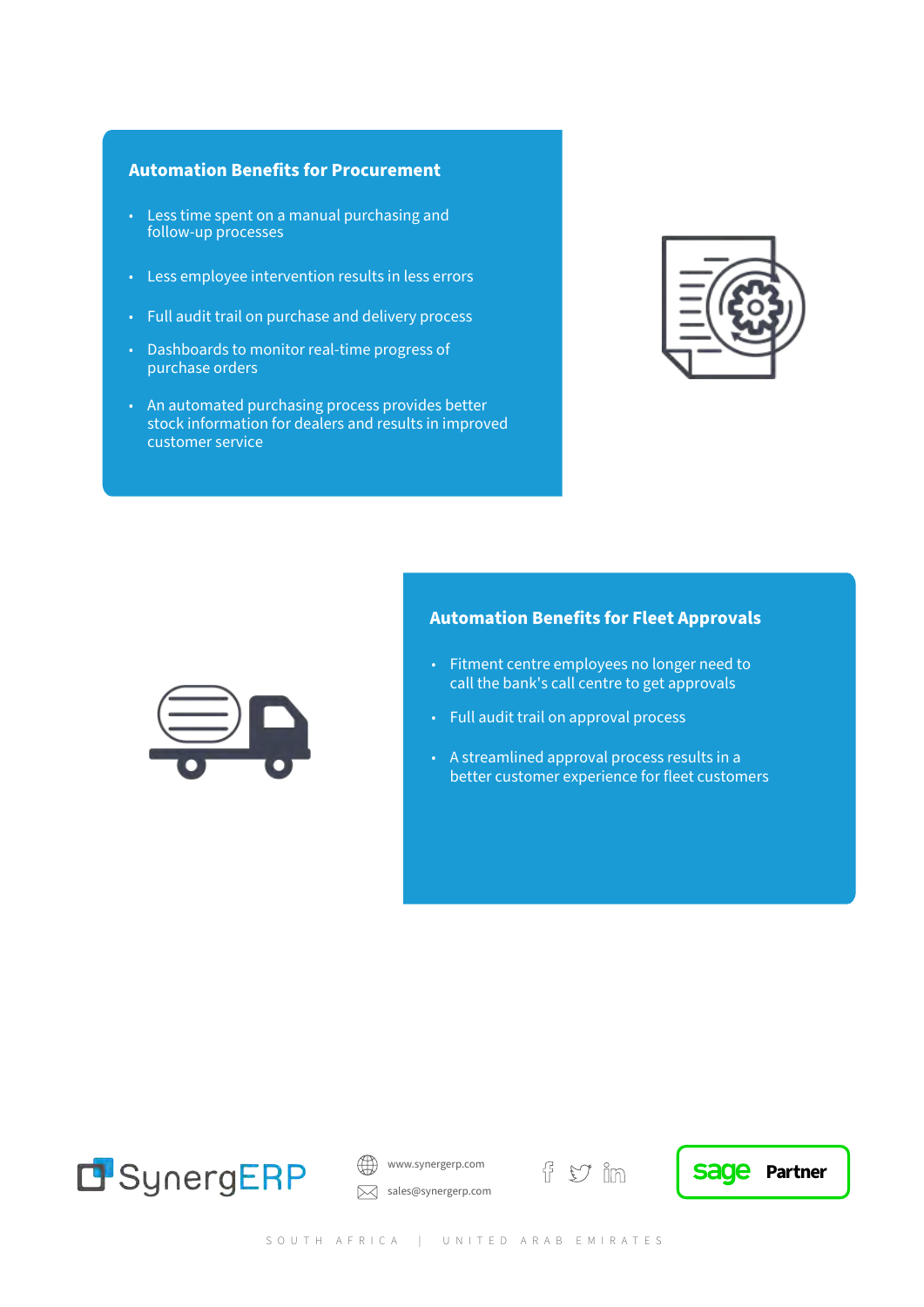## Automation Benefits for Procurement

- Less time spent on a manual purchasing and follow-up processes
- Less employee intervention results in less errors
- Full audit trail on purchase and delivery process
- Dashboards to monitor real-time progress of purchase orders
- An automated purchasing process provides better stock information for dealers and results in improved customer service

## Automation Benefits for Fleet Approvals

- Fitment centre employees no longer need to call the bank's call centre to get approvals
- Full audit trail on approval process
- A streamlined approval process results in a better customer experience for fleet customers

SynergERP

www.synergerp.com

sales@synergerp.com

sage Partner

SOUTH AFRICA | UNITED ARAB EMIRATES